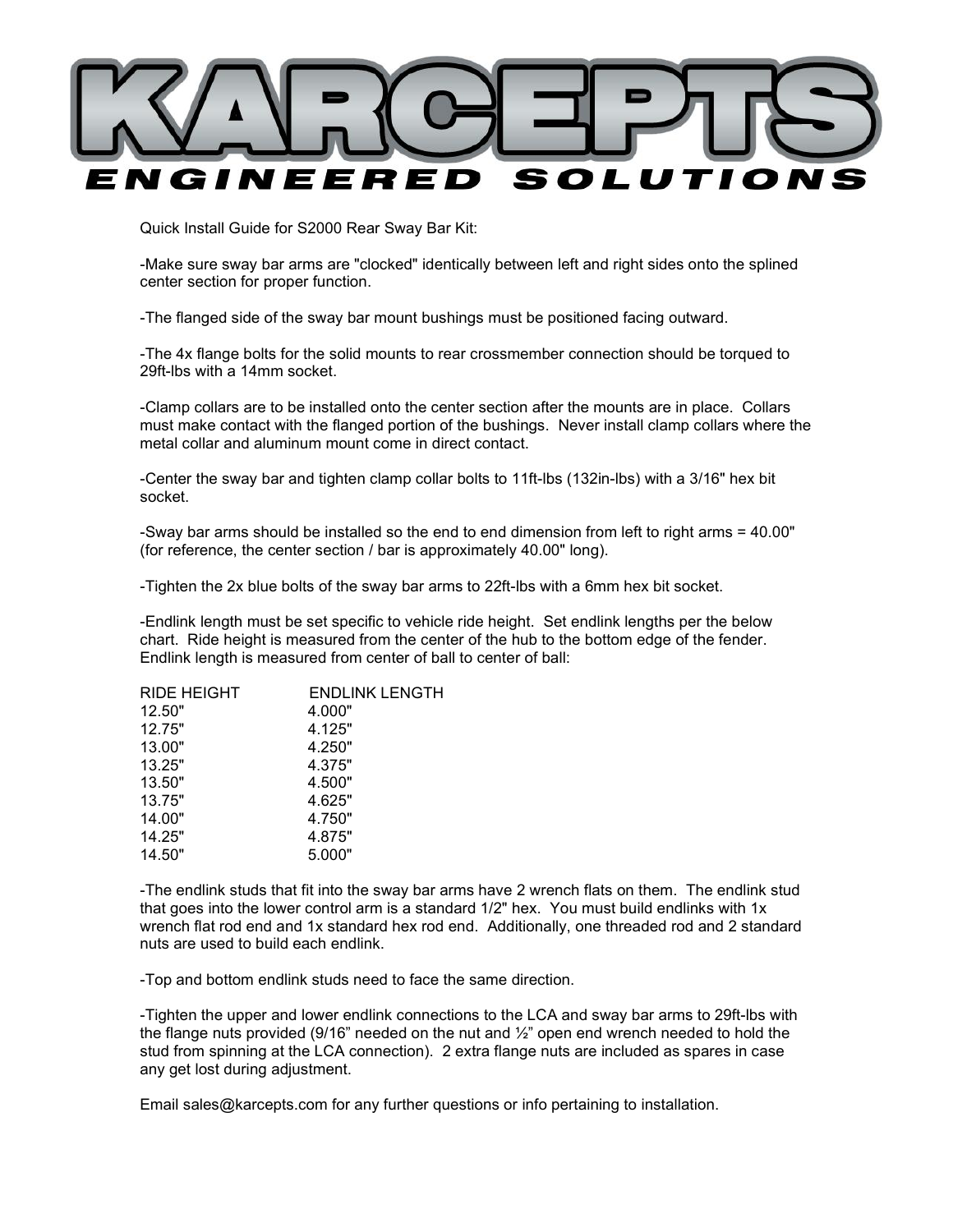# KARCEPTS

## ENGINEERED SOLUTIONS

Quick Install Guide for S2000 Rear Sway Bar Kit:

-Make sure sway bar arms are "clocked" identically between left and right sides onto the splined center section for proper function.

-The flanged side of the sway bar mount bushings must be positioned facing outward.

-The 4x flange bolts for the solid mounts to rear crossmember connection should be torqued to 29ft-lbs with a 14mm socket.

-Clamp collars are to be installed onto the center section after the mounts are in place. Collars must make contact with the flanged portion of the bushings. Never install clamp collars where the metal collar and aluminum mount come in direct contact.

-Center the sway bar and tighten clamp collar bolts to 11ft-lbs (132in-lbs) with a 3/16" hex bit socket.

-Sway bar arms should be installed so the end to end dimension from left to right arms = 40.00" (for reference, the center section / bar is approximately 40.00" long).

-Tighten the 2x blue bolts of the sway bar arms to 22ft-lbs with a 6mm hex bit socket.

-Endlink length must be set specific to vehicle ride height. Set endlink lengths per the below chart. Ride height is measured from the center of the hub to the bottom edge of the fender. Endlink length is measured from center of ball to center of ball:

| RIDE HEIGHT | ENDLINK LENGTH |
|---|---|
| 12.50" | 4.000" |
| 12.75" | 4.125" |
| 13.00" | 4.250" |
| 13.25" | 4.375" |
| 13.50" | 4.500" |
| 13.75" | 4.625" |
| 14.00" | 4.750" |
| 14.25" | 4.875" |
| 14.50" | 5.000" |

-The endlink studs that fit into the sway bar arms have 2 wrench flats on them. The endlink stud that goes into the lower control arm is a standard 1/2" hex. You must build endlinks with 1x wrench flat rod end and 1x standard hex rod end. Additionally, one threaded rod and 2 standard nuts are used to build each endlink.

-Top and bottom endlink studs need to face the same direction.

-Tighten the upper and lower endlink connections to the LCA and sway bar arms to 29ft-lbs with the flange nuts provided (9/16" needed on the nut and ½" open end wrench needed to hold the stud from spinning at the LCA connection). 2 extra flange nuts are included as spares in case any get lost during adjustment.

Email sales@karcepts.com for any further questions or info pertaining to installation.